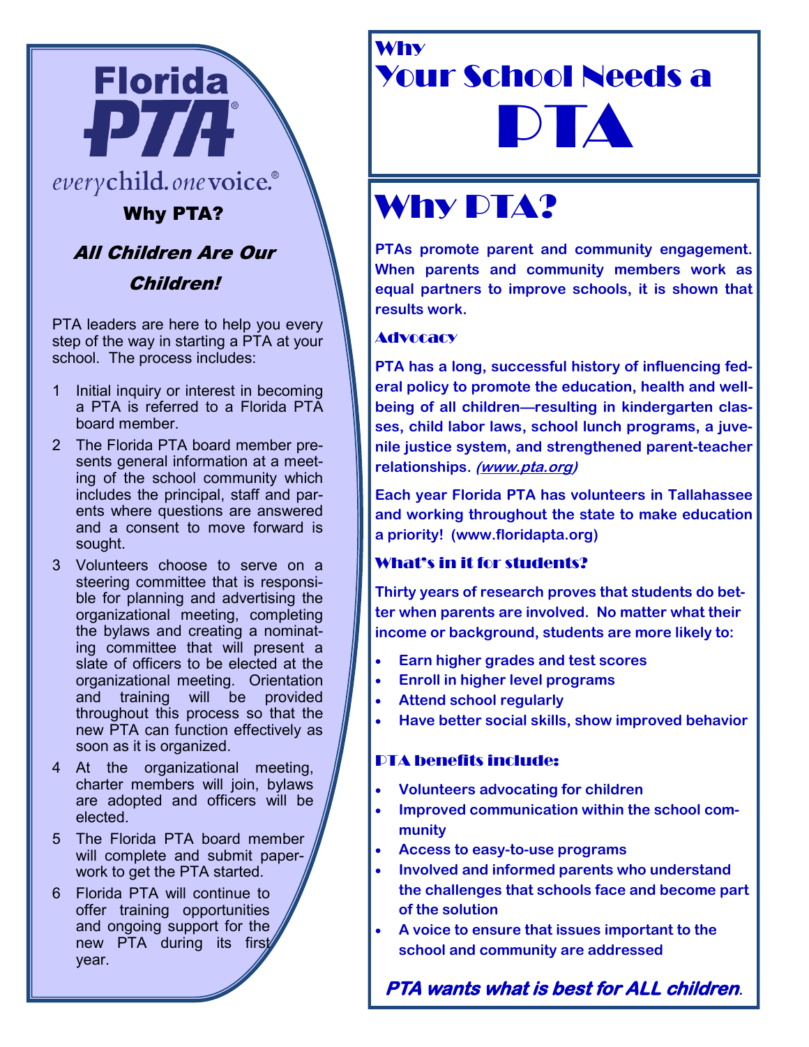Florida PTA

*every child. one voice.*®

## Why PTA?

### *All Children Are Our Children!*

PTA leaders are here to help you every step of the way in starting a PTA at your school. The process includes:

1. Initial inquiry or interest in becoming a PTA is referred to a Florida PTA board member.
2. The Florida PTA board member presents general information at a meeting of the school community which includes the principal, staff and parents where questions are answered and a consent to move forward is sought.
3. Volunteers choose to serve on a steering committee that is responsible for planning and advertising the organizational meeting, completing the bylaws and creating a nominating committee that will present a slate of officers to be elected at the organizational meeting. Orientation and training will be provided throughout this process so that the new PTA can function effectively as soon as it is organized.
4. At the organizational meeting, charter members will join, bylaws are adopted and officers will be elected.
5. The Florida PTA board member will complete and submit paperwork to get the PTA started.
6. Florida PTA will continue to offer training opportunities and ongoing support for the new PTA during its first year.

# Why Your School Needs a PTA

# Why PTA?

**PTAs promote parent and community engagement. When parents and community members work as equal partners to improve schools, it is shown that results work.**

### Advocacy

**PTA has a long, successful history of influencing federal policy to promote the education, health and well-being of all children—resulting in kindergarten classes, child labor laws, school lunch programs, a juvenile justice system, and strengthened parent-teacher relationships. *(www.pta.org)***

**Each year Florida PTA has volunteers in Tallahassee and working throughout the state to make education a priority! (www.floridapta.org)**

### What's in it for students?

**Thirty years of research proves that students do better when parents are involved. No matter what their income or background, students are more likely to:**

- **Earn higher grades and test scores**
- **Enroll in higher level programs**
- **Attend school regularly**
- **Have better social skills, show improved behavior**

### PTA benefits include:

- **Volunteers advocating for children**
- **Improved communication within the school community**
- **Access to easy-to-use programs**
- **Involved and informed parents who understand the challenges that schools face and become part of the solution**
- **A voice to ensure that issues important to the school and community are addressed**

***PTA wants what is best for ALL children*.**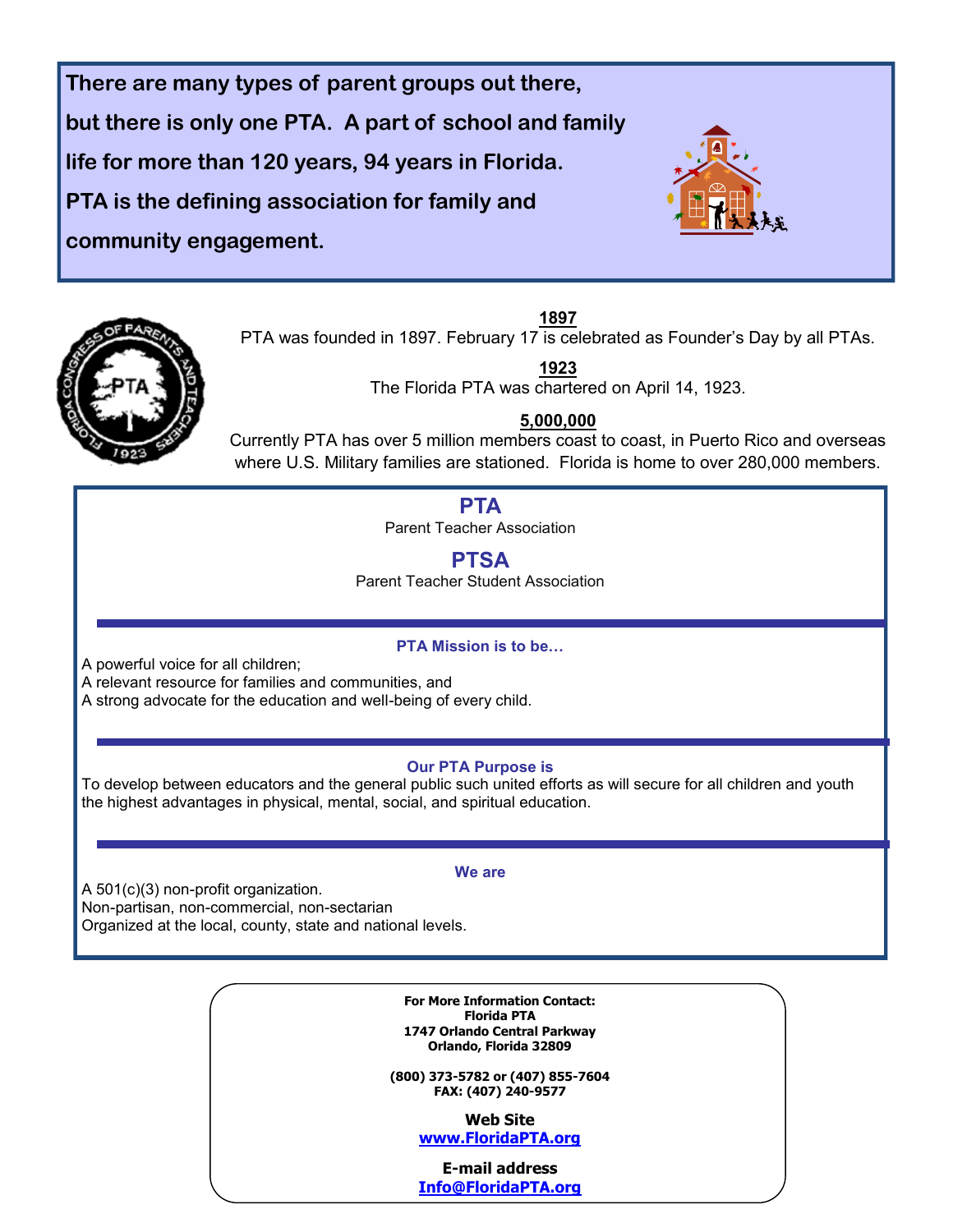**There are many types of parent groups out there, but there is only one PTA. A part of school and family life for more than 120 years, 94 years in Florida. PTA is the defining association for family and community engagement.**

**1897**

PTA was founded in 1897. February 17 is celebrated as Founder's Day by all PTAs.

**1923**

The Florida PTA was chartered on April 14, 1923.

**5,000,000**

Currently PTA has over 5 million members coast to coast, in Puerto Rico and overseas where U.S. Military families are stationed. Florida is home to over 280,000 members.

## PTA

Parent Teacher Association

## PTSA

Parent Teacher Student Association

### PTA Mission is to be…

A powerful voice for all children;
A relevant resource for families and communities, and
A strong advocate for the education and well-being of every child.

### Our PTA Purpose is

To develop between educators and the general public such united efforts as will secure for all children and youth the highest advantages in physical, mental, social, and spiritual education.

### We are

A 501(c)(3) non-profit organization.
Non-partisan, non-commercial, non-sectarian
Organized at the local, county, state and national levels.

**For More Information Contact:**
**Florida PTA**
**1747 Orlando Central Parkway**
**Orlando, Florida 32809**

**(800) 373-5782 or (407) 855-7604**
**FAX: (407) 240-9577**

**Web Site**
**www.FloridaPTA.org**

**E-mail address**
**Info@FloridaPTA.org**